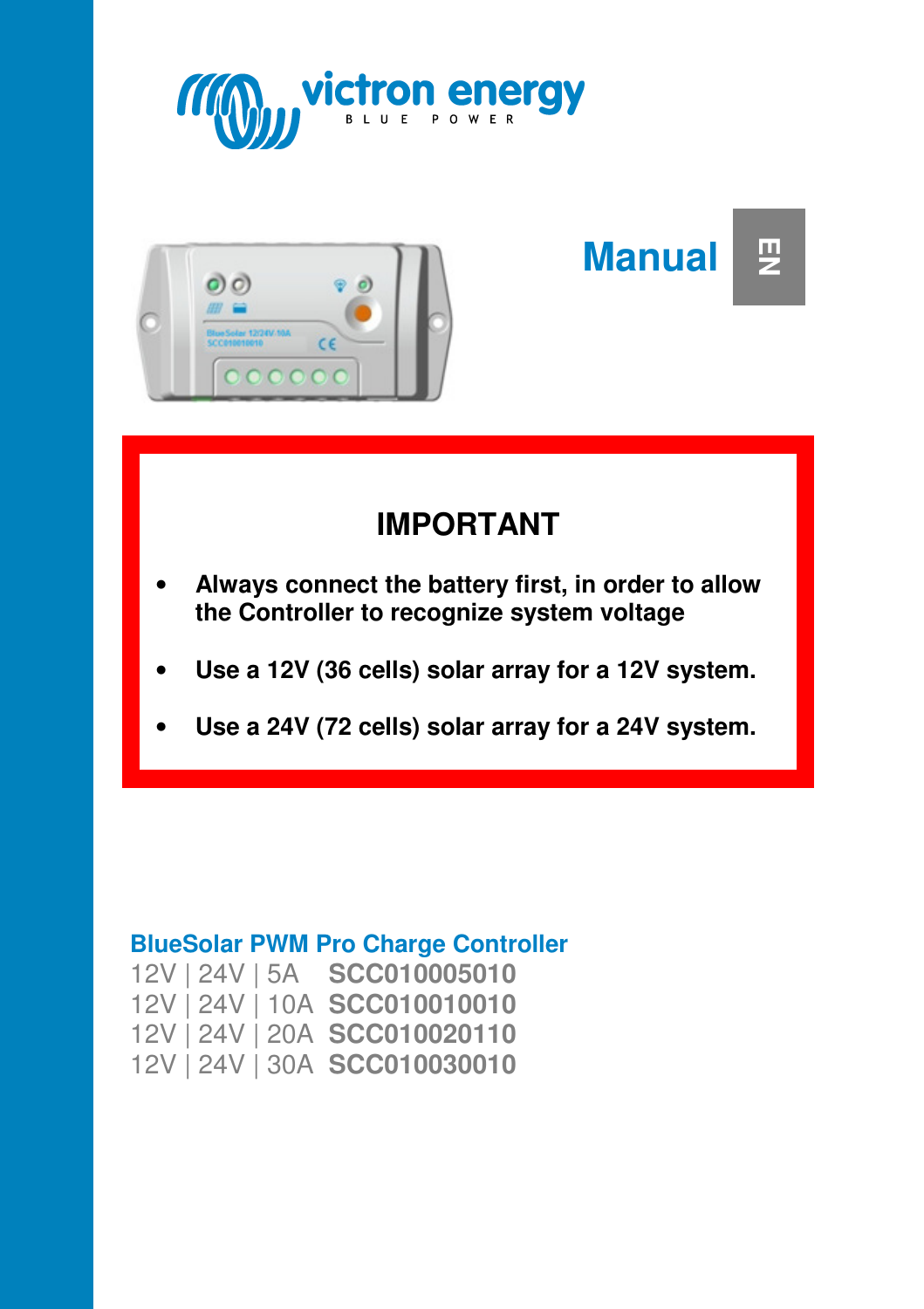# Manual

EN

## IMPORTANT

- **Always connect the battery first, in order to allow the Controller to recognize system voltage**
- **Use a 12V (36 cells) solar array for a 12V system.**
- **Use a 24V (72 cells) solar array for a 24V system.**

## BlueSolar PWM Pro Charge Controller

12V | 24V | 5A **SCC010005010**
12V | 24V | 10A **SCC010010010**
12V | 24V | 20A **SCC010020110**
12V | 24V | 30A **SCC010030010**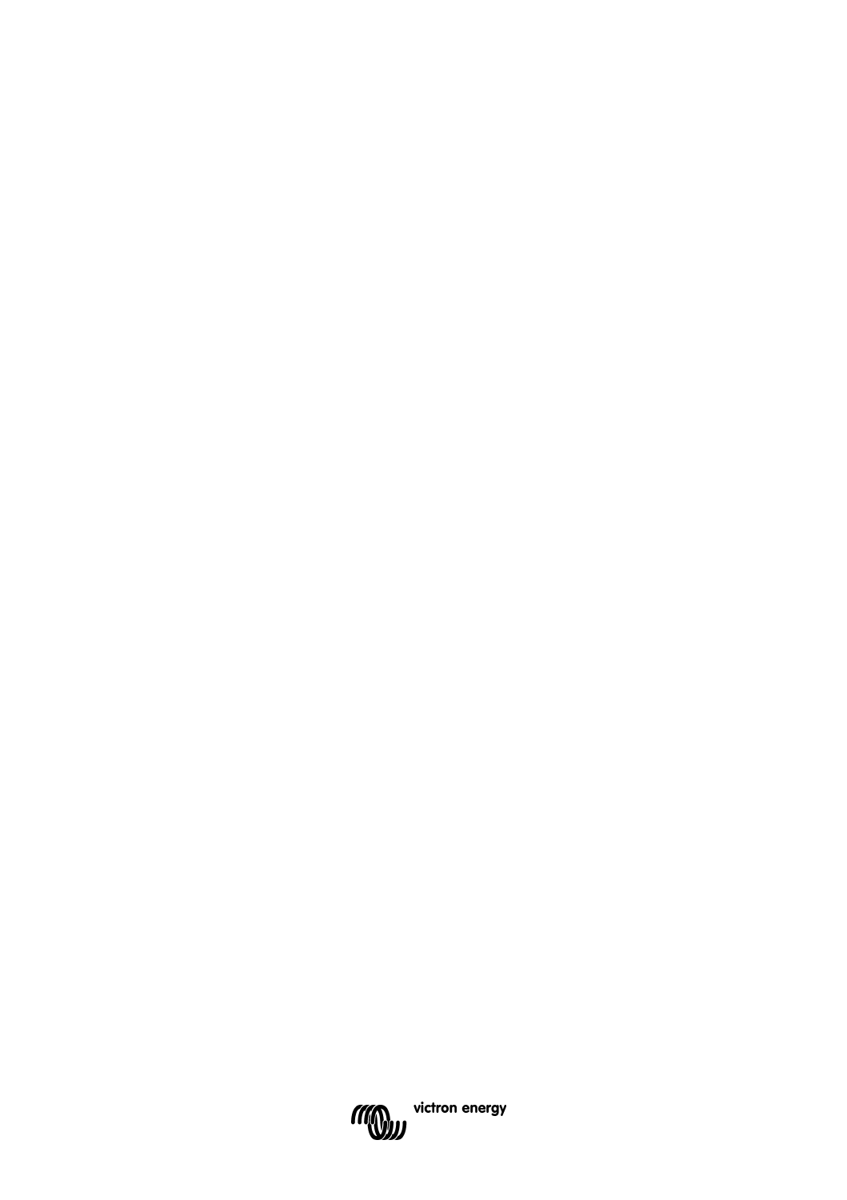victron energy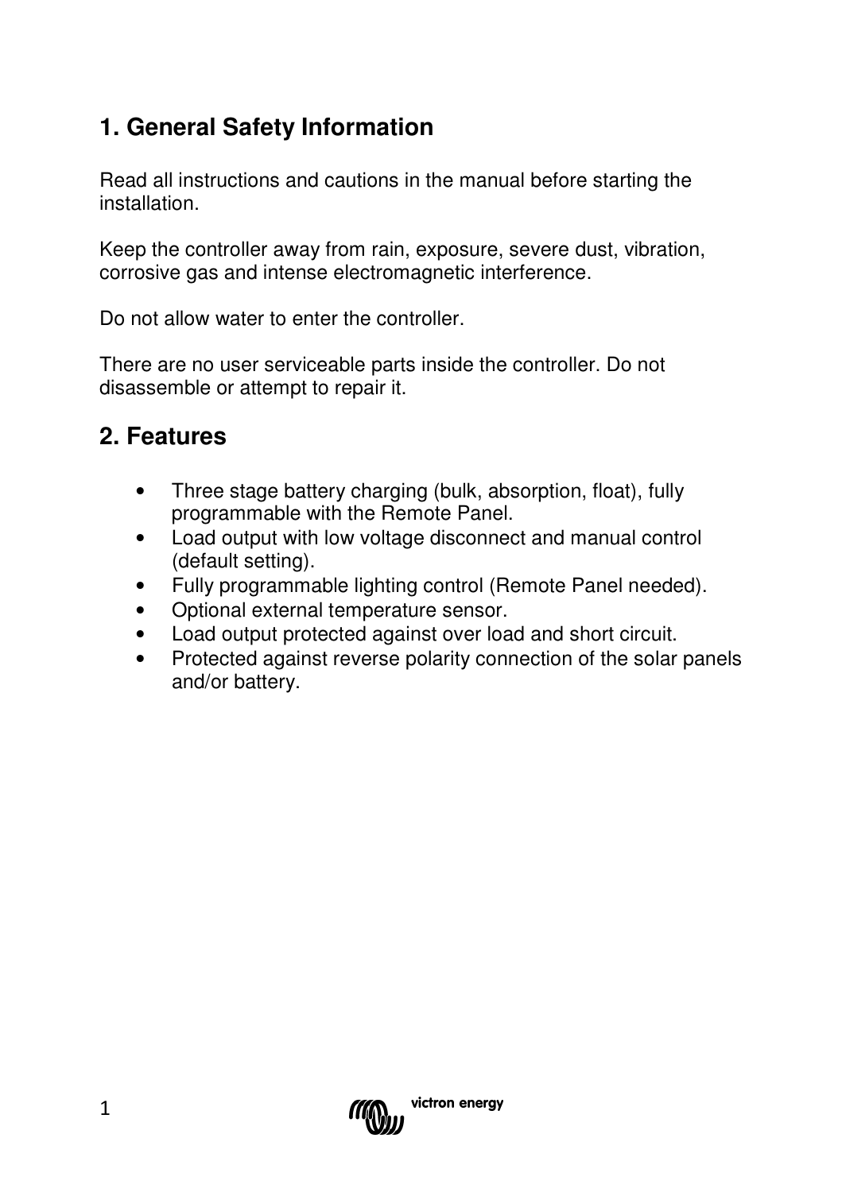# 1. General Safety Information

Read all instructions and cautions in the manual before starting the installation.

Keep the controller away from rain, exposure, severe dust, vibration, corrosive gas and intense electromagnetic interference.

Do not allow water to enter the controller.

There are no user serviceable parts inside the controller. Do not disassemble or attempt to repair it.

# 2. Features

- Three stage battery charging (bulk, absorption, float), fully programmable with the Remote Panel.
- Load output with low voltage disconnect and manual control (default setting).
- Fully programmable lighting control (Remote Panel needed).
- Optional external temperature sensor.
- Load output protected against over load and short circuit.
- Protected against reverse polarity connection of the solar panels and/or battery.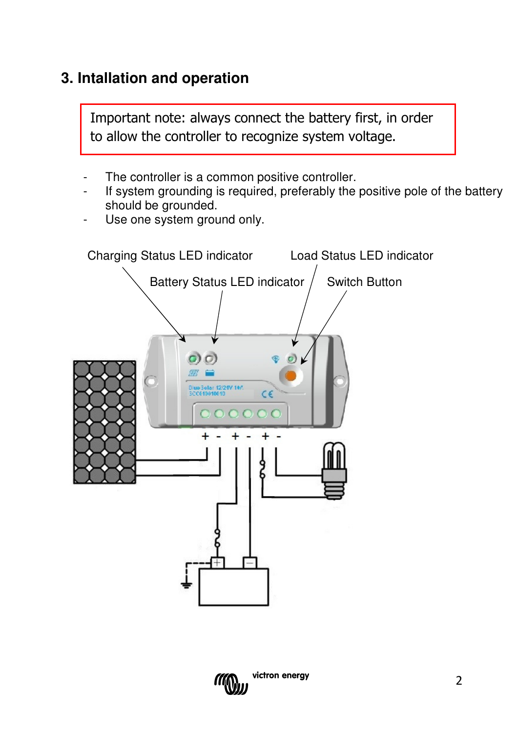## 3. Intallation and operation

Important note: always connect the battery first, in order to allow the controller to recognize system voltage.

- The controller is a common positive controller.
- If system grounding is required, preferably the positive pole of the battery should be grounded.
- Use one system ground only.

Charging Status LED indicator

Battery Status LED indicator

Load Status LED indicator

Switch Button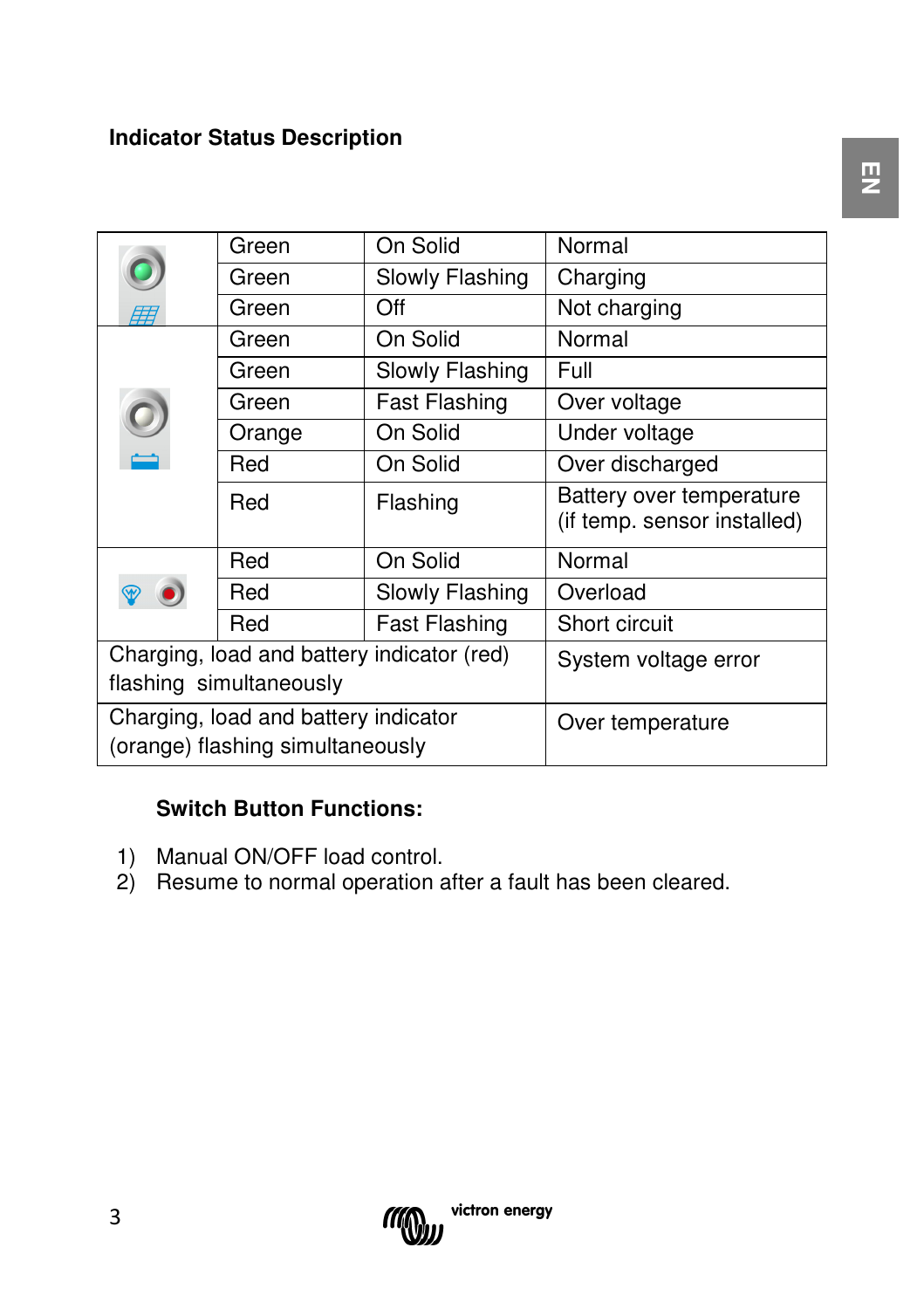## Indicator Status Description

| | | | |
|---|---|---|---|
| | Green | On Solid | Normal |
| | Green | Slowly Flashing | Charging |
| | Green | Off | Not charging |
| | Green | On Solid | Normal |
| | Green | Slowly Flashing | Full |
| | Green | Fast Flashing | Over voltage |
| | Orange | On Solid | Under voltage |
| | Red | On Solid | Over discharged |
| | Red | Flashing | Battery over temperature (if temp. sensor installed) |
| | Red | On Solid | Normal |
| | Red | Slowly Flashing | Overload |
| | Red | Fast Flashing | Short circuit |
| Charging, load and battery indicator (red) flashing simultaneously | | | System voltage error |
| Charging, load and battery indicator (orange) flashing simultaneously | | | Over temperature |

**Switch Button Functions:**

1) Manual ON/OFF load control.
2) Resume to normal operation after a fault has been cleared.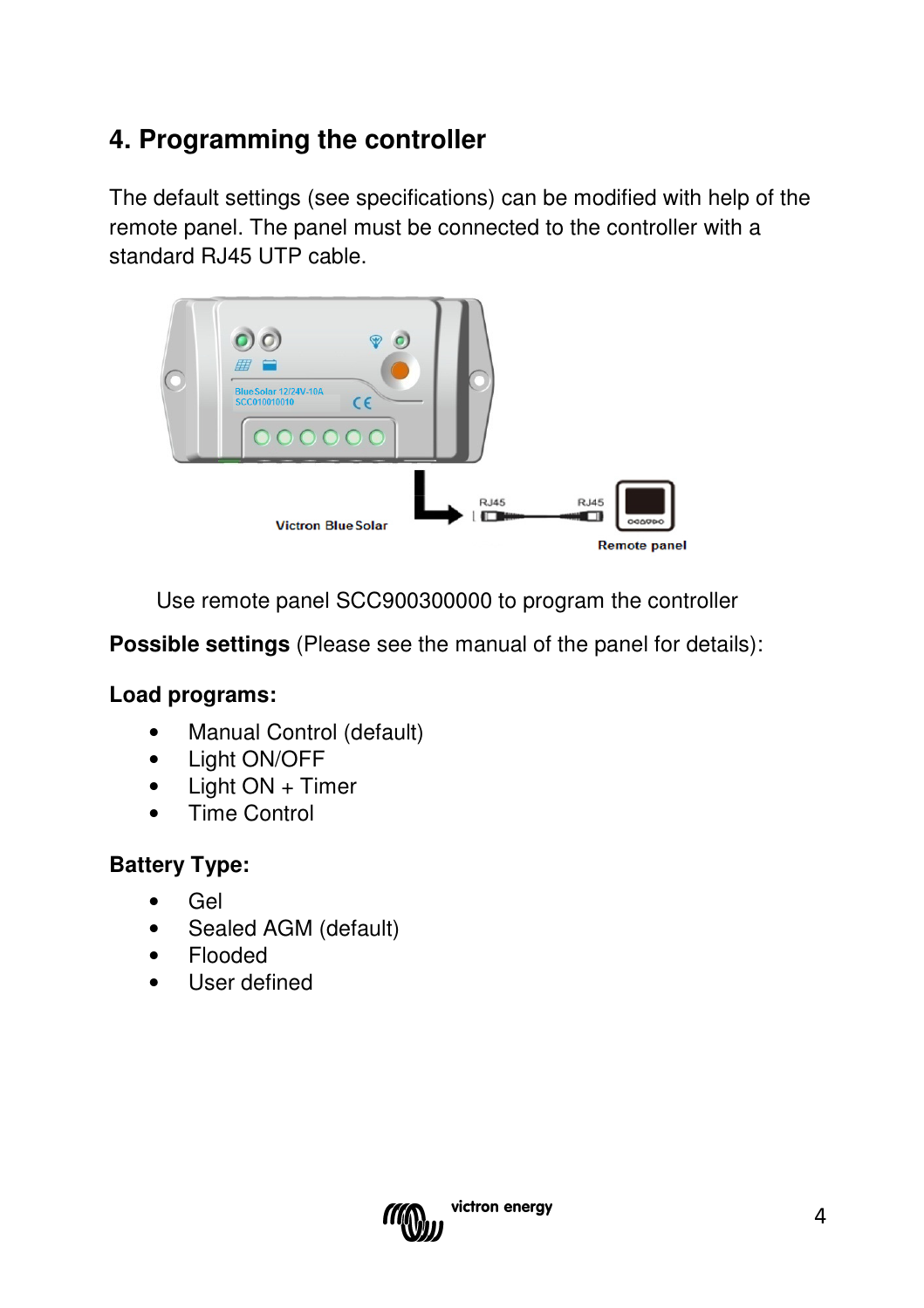## 4. Programming the controller

The default settings (see specifications) can be modified with help of the remote panel. The panel must be connected to the controller with a standard RJ45 UTP cable.

Use remote panel SCC900300000 to program the controller

**Possible settings** (Please see the manual of the panel for details):

**Load programs:**

- Manual Control (default)
- Light ON/OFF
- Light ON + Timer
- Time Control

**Battery Type:**

- Gel
- Sealed AGM (default)
- Flooded
- User defined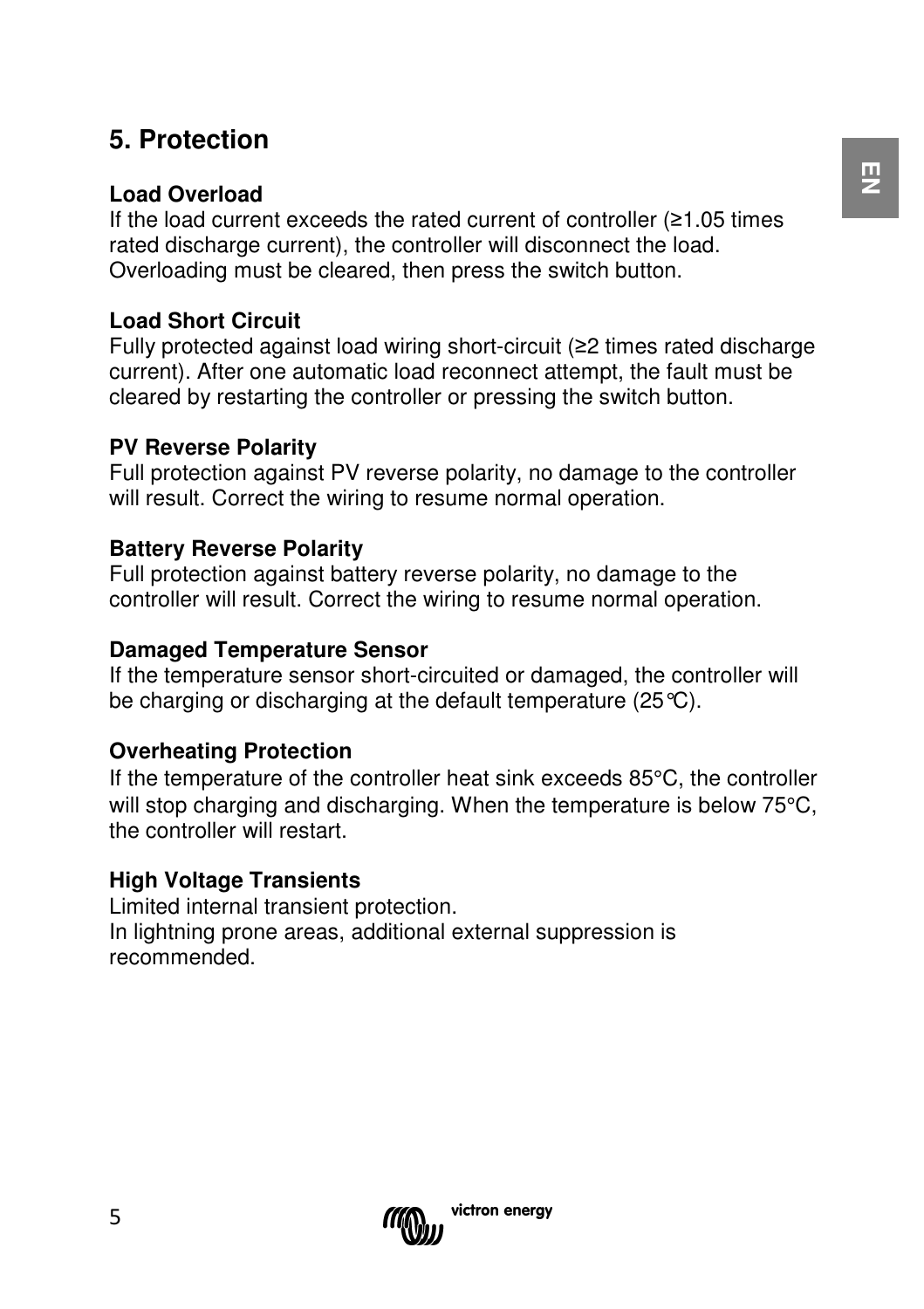## 5. Protection

**Load Overload**
If the load current exceeds the rated current of controller (≥1.05 times rated discharge current), the controller will disconnect the load. Overloading must be cleared, then press the switch button.

**Load Short Circuit**
Fully protected against load wiring short-circuit (≥2 times rated discharge current). After one automatic load reconnect attempt, the fault must be cleared by restarting the controller or pressing the switch button.

**PV Reverse Polarity**
Full protection against PV reverse polarity, no damage to the controller will result. Correct the wiring to resume normal operation.

**Battery Reverse Polarity**
Full protection against battery reverse polarity, no damage to the controller will result. Correct the wiring to resume normal operation.

**Damaged Temperature Sensor**
If the temperature sensor short-circuited or damaged, the controller will be charging or discharging at the default temperature (25℃).

**Overheating Protection**
If the temperature of the controller heat sink exceeds 85°C, the controller will stop charging and discharging. When the temperature is below 75°C, the controller will restart.

**High Voltage Transients**
Limited internal transient protection.
In lightning prone areas, additional external suppression is recommended.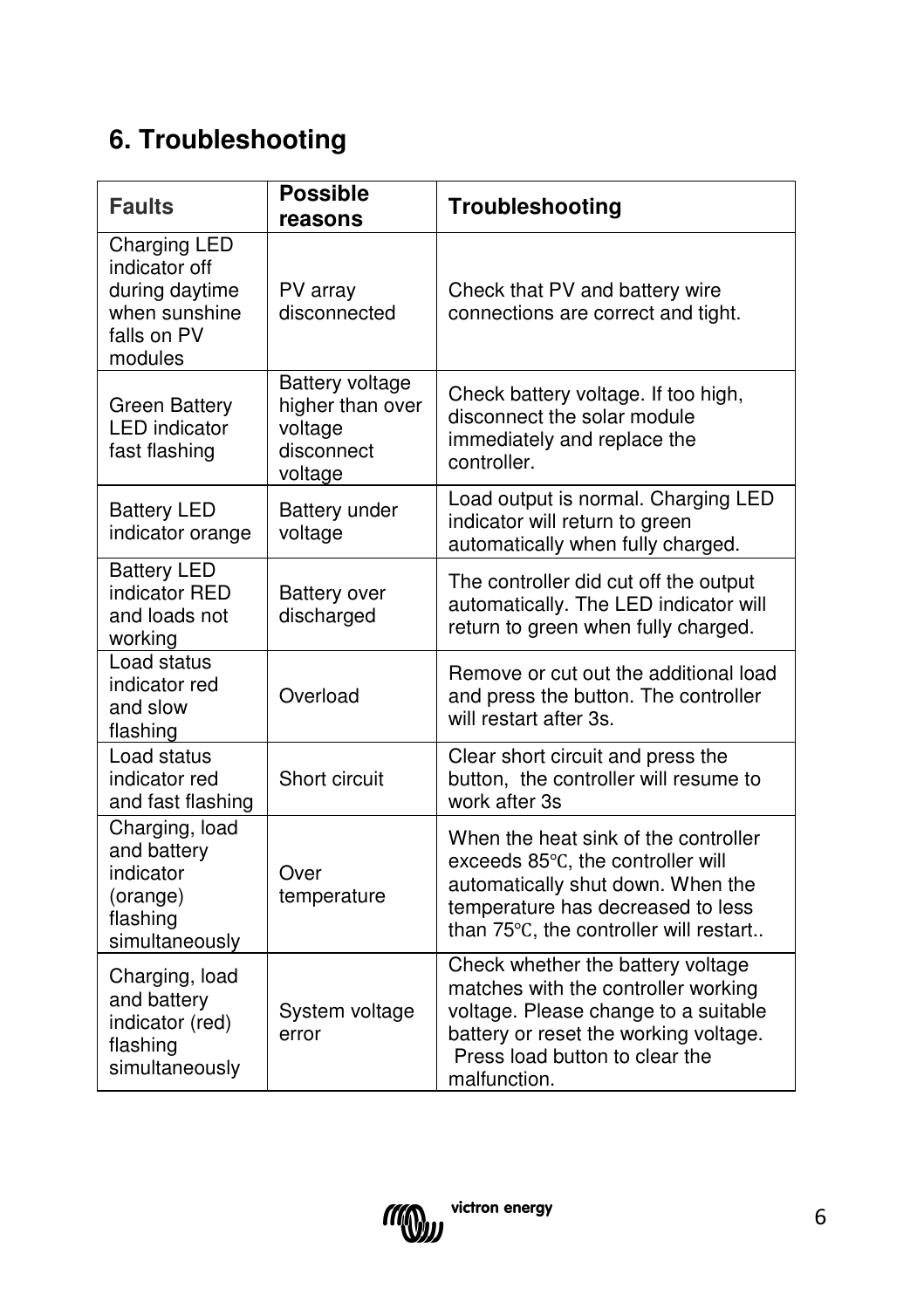## 6. Troubleshooting

| Faults | Possible reasons | Troubleshooting |
|---|---|---|
| Charging LED indicator off during daytime when sunshine falls on PV modules | PV array disconnected | Check that PV and battery wire connections are correct and tight. |
| Green Battery LED indicator fast flashing | Battery voltage higher than over voltage disconnect voltage | Check battery voltage. If too high, disconnect the solar module immediately and replace the controller. |
| Battery LED indicator orange | Battery under voltage | Load output is normal. Charging LED indicator will return to green automatically when fully charged. |
| Battery LED indicator RED and loads not working | Battery over discharged | The controller did cut off the output automatically. The LED indicator will return to green when fully charged. |
| Load status indicator red and slow flashing | Overload | Remove or cut out the additional load and press the button. The controller will restart after 3s. |
| Load status indicator red and fast flashing | Short circuit | Clear short circuit and press the button, the controller will resume to work after 3s |
| Charging, load and battery indicator (orange) flashing simultaneously | Over temperature | When the heat sink of the controller exceeds 85℃, the controller will automatically shut down. When the temperature has decreased to less than 75℃, the controller will restart.. |
| Charging, load and battery indicator (red) flashing simultaneously | System voltage error | Check whether the battery voltage matches with the controller working voltage. Please change to a suitable battery or reset the working voltage. Press load button to clear the malfunction. |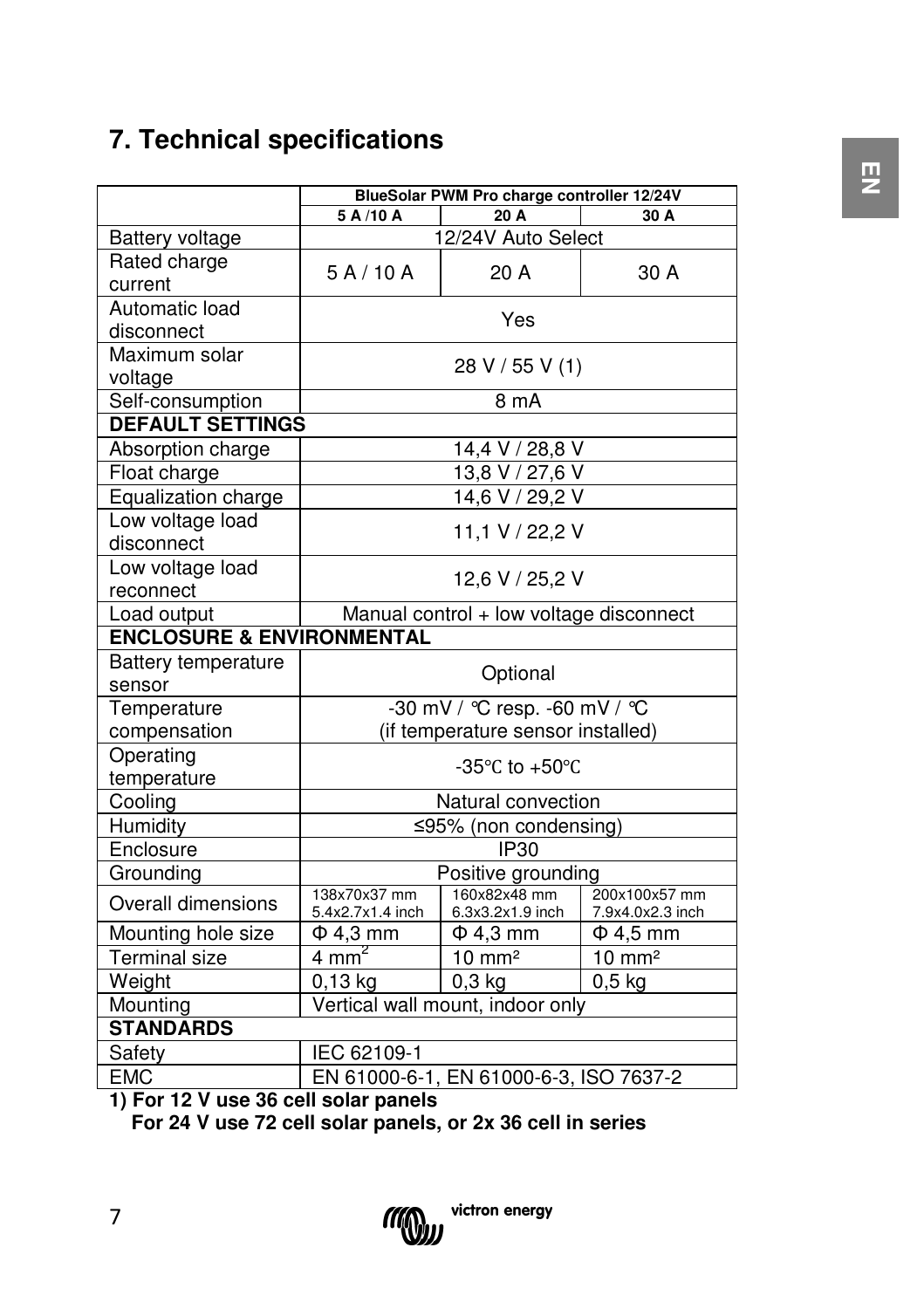# 7. Technical specifications

| | BlueSolar PWM Pro charge controller 12/24V | | |
|---|---|---|---|
| | 5 A /10 A | 20 A | 30 A |
| Battery voltage | 12/24V Auto Select | | |
| Rated charge current | 5 A / 10 A | 20 A | 30 A |
| Automatic load disconnect | Yes | | |
| Maximum solar voltage | 28 V / 55 V (1) | | |
| Self-consumption | 8 mA | | |
| **DEFAULT SETTINGS** | | | |
| Absorption charge | 14,4 V / 28,8 V | | |
| Float charge | 13,8 V / 27,6 V | | |
| Equalization charge | 14,6 V / 29,2 V | | |
| Low voltage load disconnect | 11,1 V / 22,2 V | | |
| Low voltage load reconnect | 12,6 V / 25,2 V | | |
| Load output | Manual control + low voltage disconnect | | |
| **ENCLOSURE & ENVIRONMENTAL** | | | |
| Battery temperature sensor | Optional | | |
| Temperature compensation | -30 mV / °C resp. -60 mV / °C (if temperature sensor installed) | | |
| Operating temperature | -35°C to +50°C | | |
| Cooling | Natural convection | | |
| Humidity | ≤95% (non condensing) | | |
| Enclosure | IP30 | | |
| Grounding | Positive grounding | | |
| Overall dimensions | 138x70x37 mm 5.4x2.7x1.4 inch | 160x82x48 mm 6.3x3.2x1.9 inch | 200x100x57 mm 7.9x4.0x2.3 inch |
| Mounting hole size | Φ 4,3 mm | Φ 4,3 mm | Φ 4,5 mm |
| Terminal size | 4 mm² | 10 mm² | 10 mm² |
| Weight | 0,13 kg | 0,3 kg | 0,5 kg |
| Mounting | Vertical wall mount, indoor only | | |
| **STANDARDS** | | | |
| Safety | IEC 62109-1 | | |
| EMC | EN 61000-6-1, EN 61000-6-3, ISO 7637-2 | | |

**1) For 12 V use 36 cell solar panels**
**For 24 V use 72 cell solar panels, or 2x 36 cell in series**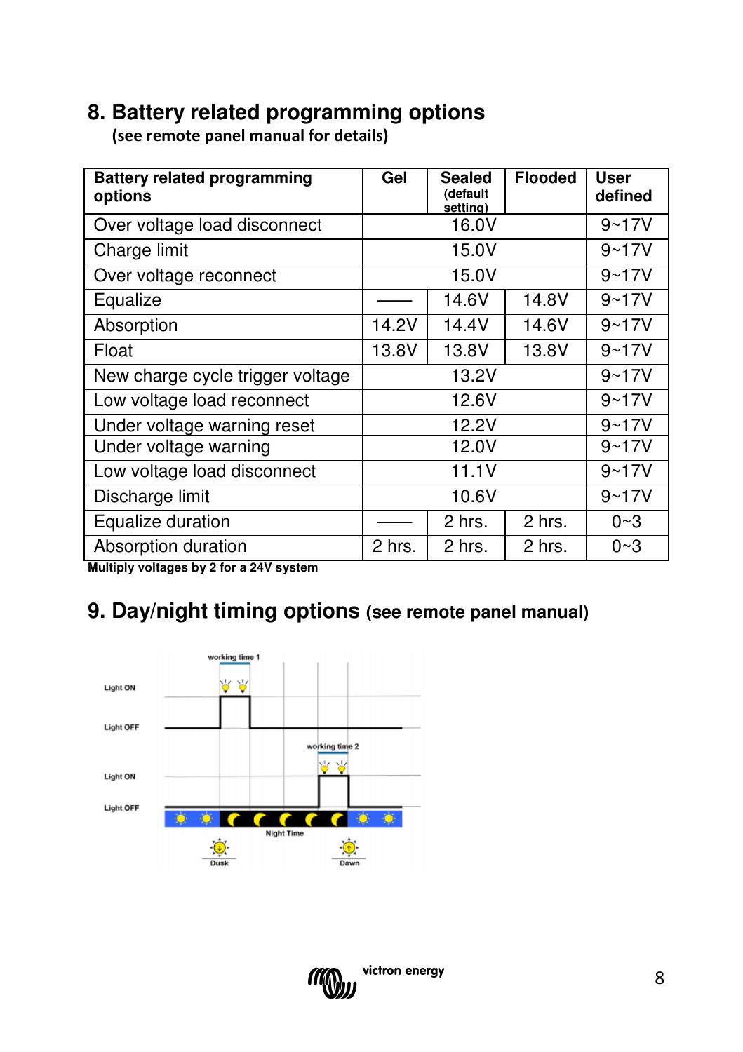## 8. Battery related programming options

(see remote panel manual for details)

| Battery related programming options | Gel | Sealed (default setting) | Flooded | User defined |
|---|---|---|---|---|
| Over voltage load disconnect | | 16.0V | | 9~17V |
| Charge limit | | 15.0V | | 9~17V |
| Over voltage reconnect | | 15.0V | | 9~17V |
| Equalize | —— | 14.6V | 14.8V | 9~17V |
| Absorption | 14.2V | 14.4V | 14.6V | 9~17V |
| Float | 13.8V | 13.8V | 13.8V | 9~17V |
| New charge cycle trigger voltage | | 13.2V | | 9~17V |
| Low voltage load reconnect | | 12.6V | | 9~17V |
| Under voltage warning reset | | 12.2V | | 9~17V |
| Under voltage warning | | 12.0V | | 9~17V |
| Low voltage load disconnect | | 11.1V | | 9~17V |
| Discharge limit | | 10.6V | | 9~17V |
| Equalize duration | —— | 2 hrs. | 2 hrs. | 0~3 |
| Absorption duration | 2 hrs. | 2 hrs. | 2 hrs. | 0~3 |

**Multiply voltages by 2 for a 24V system**

## 9. Day/night timing options (see remote panel manual)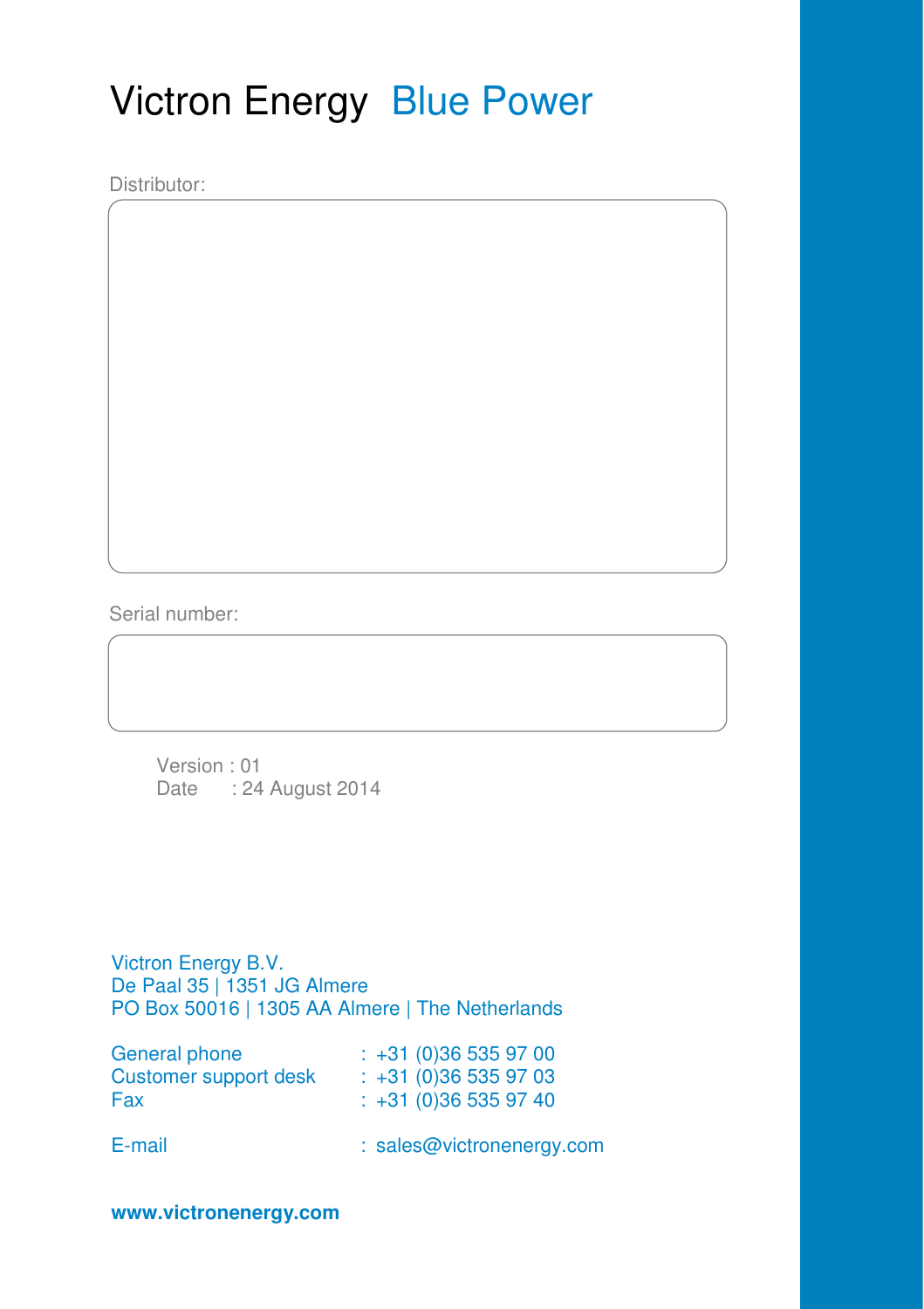# Victron Energy Blue Power

Distributor:

Serial number:

Version : 01
Date : 24 August 2014

Victron Energy B.V.
De Paal 35 | 1351 JG Almere
PO Box 50016 | 1305 AA Almere | The Netherlands

General phone : +31 (0)36 535 97 00
Customer support desk : +31 (0)36 535 97 03
Fax : +31 (0)36 535 97 40

E-mail : sales@victronenergy.com

**www.victronenergy.com**